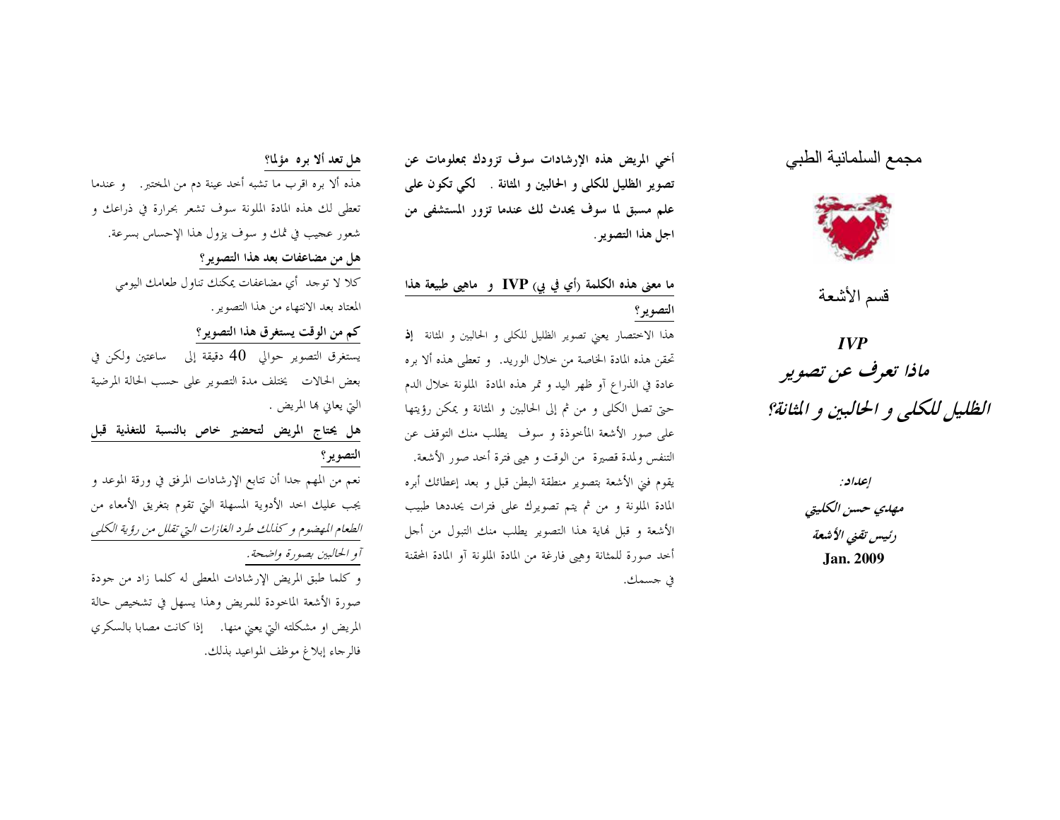مجمع السلمانية الطبي

قسم الأشعة

# *IVP*
# *ماذا تعرف عن تصوير الظليل للكلى و الحالبين و المثانة؟*

*إعداد:*

***مهدي حسن الكليتي***

***رئيس تقني الأشعة***

**Jan. 2009**

**أخي المريض هذه الإرشادات سوف تزودك بمعلومات عن تصوير الظليل للكلى و الحالبين و المثانة . لكي تكون على علم مسبق لما سوف يحدث لك عندما تزور المستشفى من اجل هذا التصوير.**

## ما معنى هذه الكلمة (أي في بي) IVP و ماهي طبيعة هذا التصوير؟

هذا الاختصار يعني تصوير الظليل للكلى و الحالبين و المثانة **إذ** تحقن هذه المادة الخاصة من خلال الوريد. و تعطى هذه ألا بره عادة في الذراع آو ظهر اليد و تمر هذه المادة الملونة خلال الدم حتى تصل الكلى و من ثم إلى الحالبين و المثانة و يمكن رؤيتها على صور الأشعة المأخوذة و سوف يطلب منك التوقف عن التنفس ولمدة قصيرة من الوقت و هي فترة أخد صور الأشعة. يقوم فني الأشعة بتصوير منطقة البطن قبل و بعد إعطائك أبره المادة الملونة و من ثم يتم تصويرك على فترات يحددها طبيب الأشعة و قبل نهاية هذا التصوير يطلب منك التبول من أجل أخد صورة للمثانة وهي فارغة من المادة الملونة آو المادة المحقنة في جسمك.

## هل تعد ألا بره مؤلما؟

هذه ألا بره اقرب ما تشبه أخد عينة دم من المختبر. و عندما تعطى لك هذه المادة الملونة سوف تشعر بحرارة في ذراعك و شعور عجيب في ثمك و سوف يزول هذا الإحساس بسرعة.

## هل من مضاعفات بعد هذا التصوير؟

كلا لا توجد أي مضاعفات يمكنك تناول طعامك اليومي المعتاد بعد الانتهاء من هذا التصوير.

## كم من الوقت يستغرق هذا التصوير؟

يستغرق التصوير حوالي 40 دقيقة إلى ساعتين ولكن في بعض الحالات يختلف مدة التصوير على حسب الحالة المرضية التي يعاني بها المريض .

## هل يحتاج المريض لتحضير خاص بالنسبة للتغذية قبل التصوير؟

نعم من المهم جدا أن تتابع الإرشادات المرفق في ورقة الموعد و يجب عليك اخد الأدوية المسهلة التي تقوم بتغريق الأمعاء من *الطعام المهضوم و كذلك طرد الغازات التي تقلل من رؤية الكلى آو الحالبين بصورة واضحة.*

و كلما طبق المريض الإرشادات المعطى له كلما زاد من جودة صورة الأشعة الماخوذة للمريض وهذا يسهل في تشخيص حالة المريض او مشكلته التي يعني منها. إذا كانت مصابا بالسكري فالرجاء إبلاغ موظف المواعيد بذلك.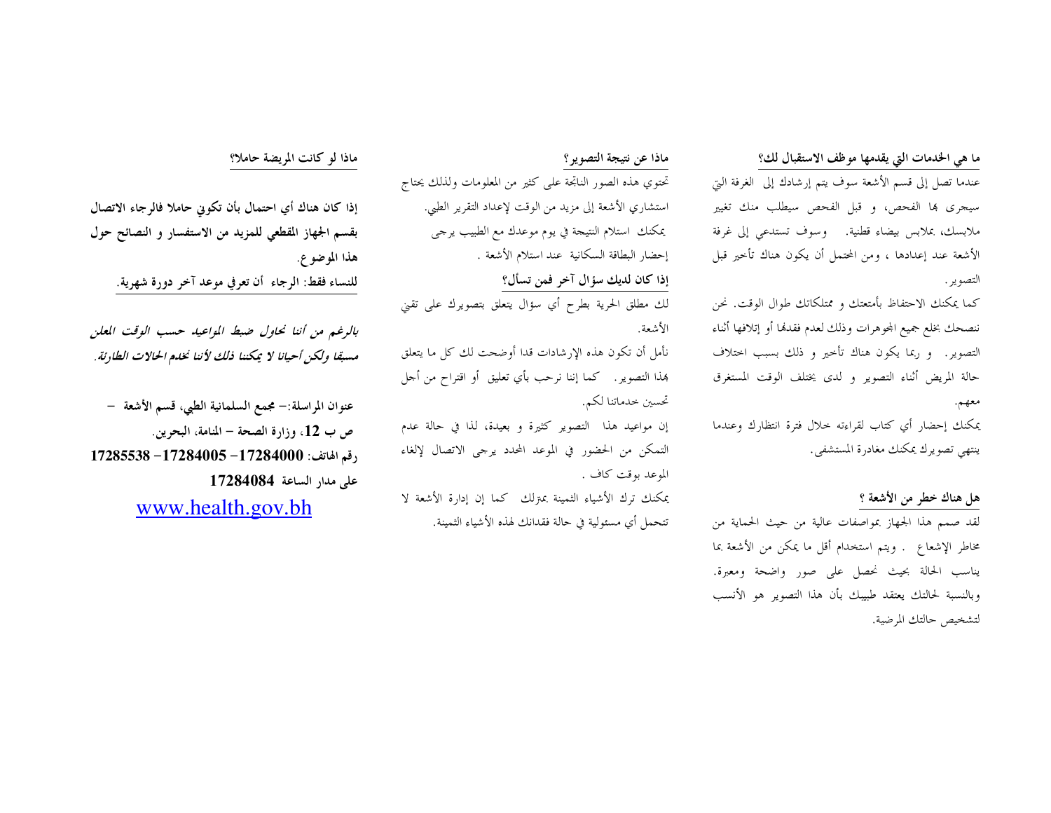## ما هي الخدمات التي يقدمها موظف الاستقبال لك؟

عندما تصل إلى قسم الأشعة سوف يتم إرشادك إلى الغرفة التي سيجرى بها الفحص، و قبل الفحص سيطلب منك تغيير ملابسك، بملابس بيضاء قطنية. وسوف تستدعي إلى غرفة الأشعة عند إعدادها ، ومن المحتمل أن يكون هناك تأخير قبل التصوير.

كما يمكنك الاحتفاظ بأمتعتك و ممتلكاتك طوال الوقت. نحن ننصحك بخلع جميع المجوهرات وذلك لعدم فقدها أو إتلافها أثناء التصوير. و ربما يكون هناك تأخير و ذلك بسبب اختلاف حالة المريض أثناء التصوير و لدى يختلف الوقت المستغرق معهم.

يمكنك إحضار أي كتاب لقراءته خلال فترة انتظارك وعندما ينتهي تصويرك يمكنك مغادرة المستشفى.

## هل هناك خطر من الأشعة ؟

لقد صمم هذا الجهاز بمواصفات عالية من حيث الحماية من مخاطر الإشعاع . ويتم استخدام أقل ما يمكن من الأشعة بما يناسب الحالة بحيث نحصل على صور واضحة ومعبرة. وبالنسبة لحالتك يعتقد طبيبك بأن هذا التصوير هو الأنسب لتشخيص حالتك المرضية.

## ماذا عن نتيجة التصوير؟

تحتوي هذه الصور الناتجة على كثير من المعلومات ولذلك يحتاج استشاري الأشعة إلى مزيد من الوقت لإعداد التقرير الطبي.

يمكنك استلام النتيجة في يوم موعدك مع الطبيب يرجى إحضار البطاقة السكانية عند استلام الأشعة .

## إذا كان لديك سؤال آخر فمن تسأل؟

لك مطلق الحرية بطرح أي سؤال يتعلق بتصويرك على تقني الأشعة.

نأمل أن تكون هذه الإرشادات قدا أوضحت لك كل ما يتعلق بهذا التصوير. كما إننا نرحب بأي تعليق أو اقتراح من أجل تحسين خدماتنا لكم.

إن مواعيد هذا التصوير كثيرة و بعيدة، لذا في حالة عدم التمكن من الحضور في الموعد المحدد يرجى الاتصال لإلغاء الموعد بوقت كاف .

يمكنك ترك الأشياء الثمينة بمنزلك كما إن إدارة الأشعة لا تتحمل أي مسئولية في حالة فقدانك لهذه الأشياء الثمينة.

## ماذا لو كانت المريضة حاملا؟

**إذا كان هناك أي احتمال بأن تكوني حاملا فالرجاء الاتصال بقسم الجهاز المقطعي للمزيد من الاستفسار و النصائح حول هذا الموضوع.**

**للنساء فقط: الرجاء أن تعرفي موعد آخر دورة شهرية.**

***بالرغم من أننا نحاول ضبط المواعيد حسب الوقت المعلن مسبقا ولكن أحيانا لا يمكننا ذلك لأننا نخدم الحالات الطارئة.***

**عنوان المراسلة:– مجمع السلمانية الطبي، قسم الأشعة – ص ب 12، وزارة الصحة – المنامة، البحرين.**

**رقم الهاتف: 17284000 –17284005 –17285538**

**على مدار الساعة 17284084**

www.health.gov.bh